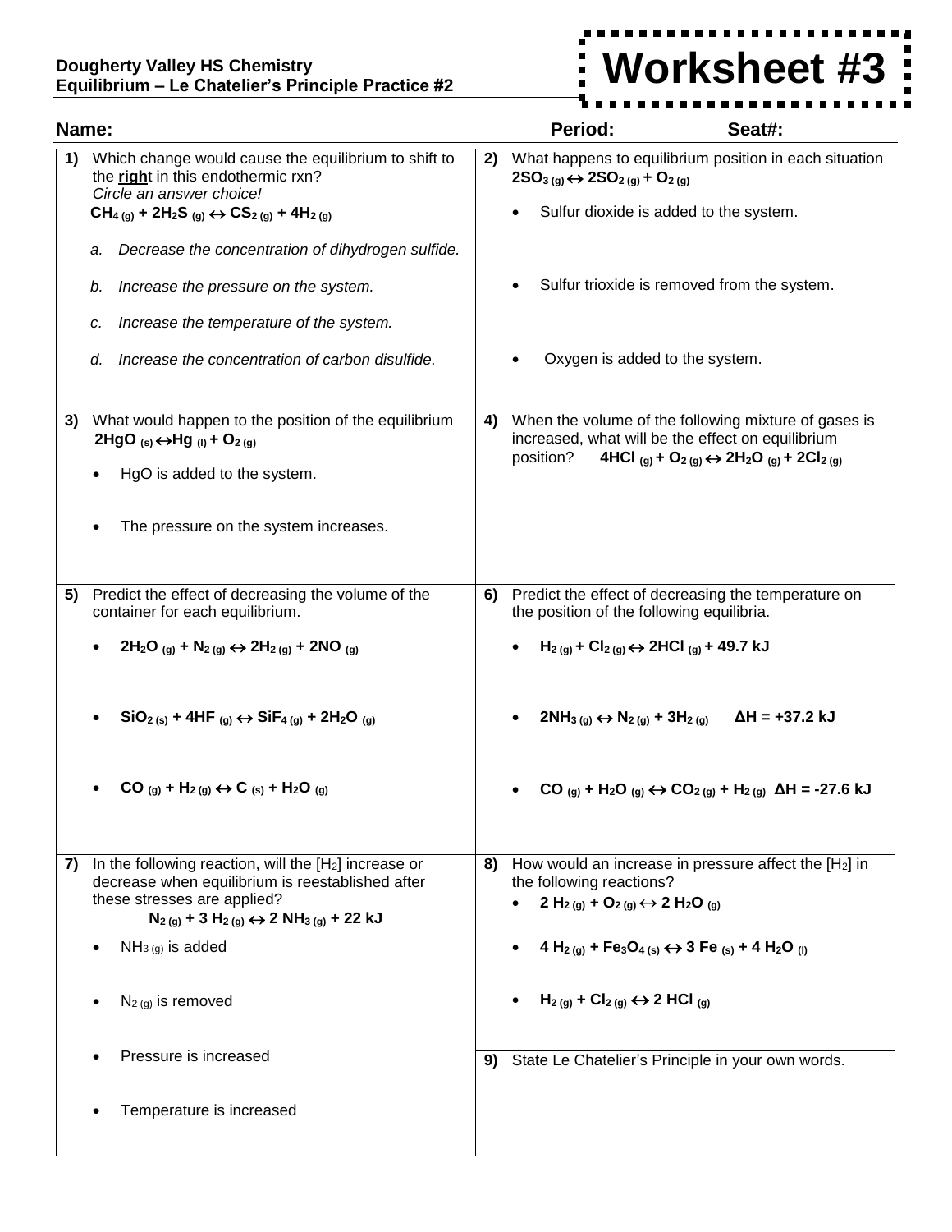**Dougherty Valley HS Chemistry**
**Equilibrium – Le Chatelier's Principle Practice #2**

# Worksheet #3

**Name:** **Period:** **Seat#:**

**1)** Which change would cause the equilibrium to shift to the **right** in this endothermic rxn?
*Circle an answer choice!*

$CH_{4\,(g)} + 2H_2S_{\,(g)} \leftrightarrow CS_{2\,(g)} + 4H_{2\,(g)}$

a. *Decrease the concentration of dihydrogen sulfide.*

b. *Increase the pressure on the system.*

c. *Increase the temperature of the system.*

d. *Increase the concentration of carbon disulfide.*

**2)** What happens to equilibrium position in each situation
$2SO_{3\,(g)} \leftrightarrow 2SO_{2\,(g)} + O_{2\,(g)}$

- Sulfur dioxide is added to the system.
- Sulfur trioxide is removed from the system.
- Oxygen is added to the system.

**3)** What would happen to the position of the equilibrium
$2HgO_{\,(s)} \leftrightarrow Hg_{\,(l)} + O_{2\,(g)}$

- HgO is added to the system.
- The pressure on the system increases.

**4)** When the volume of the following mixture of gases is increased, what will be the effect on equilibrium position? $4HCl_{\,(g)} + O_{2\,(g)} \leftrightarrow 2H_2O_{\,(g)} + 2Cl_{2\,(g)}$

**5)** Predict the effect of decreasing the volume of the container for each equilibrium.

- $2H_2O_{\,(g)} + N_{2\,(g)} \leftrightarrow 2H_{2\,(g)} + 2NO_{\,(g)}$
- $SiO_{2\,(s)} + 4HF_{\,(g)} \leftrightarrow SiF_{4\,(g)} + 2H_2O_{\,(g)}$
- $CO_{\,(g)} + H_{2\,(g)} \leftrightarrow C_{\,(s)} + H_2O_{\,(g)}$

**6)** Predict the effect of decreasing the temperature on the position of the following equilibria.

- $H_{2\,(g)} + Cl_{2\,(g)} \leftrightarrow 2HCl_{\,(g)} + 49.7\text{ kJ}$
- $2NH_{3\,(g)} \leftrightarrow N_{2\,(g)} + 3H_{2\,(g)}$ $\quad \Delta H = +37.2\text{ kJ}$
- $CO_{\,(g)} + H_2O_{\,(g)} \leftrightarrow CO_{2\,(g)} + H_{2\,(g)}$ $\quad \Delta H = -27.6\text{ kJ}$

**7)** In the following reaction, will the $[H_2]$ increase or decrease when equilibrium is reestablished after these stresses are applied?

$N_{2\,(g)} + 3\,H_{2\,(g)} \leftrightarrow 2\,NH_{3\,(g)} + 22\text{ kJ}$

- $NH_{3\,(g)}$ is added
- $N_{2\,(g)}$ is removed
- Pressure is increased
- Temperature is increased

**8)** How would an increase in pressure affect the $[H_2]$ in the following reactions?

- $2\,H_{2\,(g)} + O_{2\,(g)} \leftrightarrow 2\,H_2O_{\,(g)}$
- $4\,H_{2\,(g)} + Fe_3O_{4\,(s)} \leftrightarrow 3\,Fe_{\,(s)} + 4\,H_2O_{\,(l)}$
- $H_{2\,(g)} + Cl_{2\,(g)} \leftrightarrow 2\,HCl_{\,(g)}$

**9)** State Le Chatelier's Principle in your own words.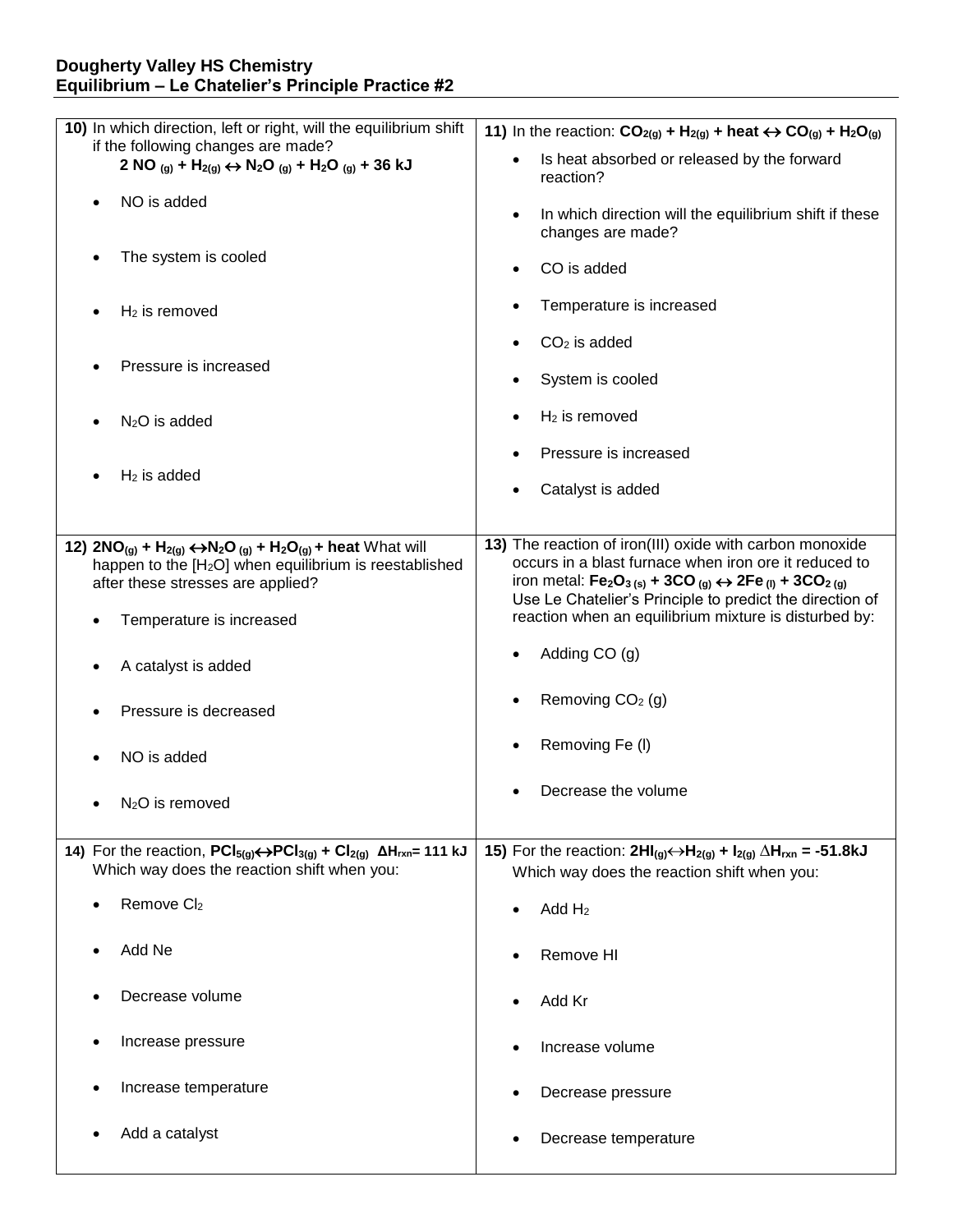**Dougherty Valley HS Chemistry**
**Equilibrium – Le Chatelier's Principle Practice #2**

**10)** In which direction, left or right, will the equilibrium shift if the following changes are made?

$$2\,NO_{(g)} + H_{2(g)} \leftrightarrow N_2O_{(g)} + H_2O_{(g)} + 36\text{ kJ}$$

- NO is added
- The system is cooled
- $H_2$ is removed
- Pressure is increased
- $N_2O$ is added
- $H_2$ is added

**11)** In the reaction: $CO_{2(g)} + H_{2(g)} + \textbf{heat} \leftrightarrow CO_{(g)} + H_2O_{(g)}$

- Is heat absorbed or released by the forward reaction?
- In which direction will the equilibrium shift if these changes are made?
- CO is added
- Temperature is increased
- $CO_2$ is added
- System is cooled
- $H_2$ is removed
- Pressure is increased
- Catalyst is added

**12)** $2NO_{(g)} + H_{2(g)} \leftrightarrow N_2O_{(g)} + H_2O_{(g)} + \textbf{heat}$ What will happen to the $[H_2O]$ when equilibrium is reestablished after these stresses are applied?

- Temperature is increased
- A catalyst is added
- Pressure is decreased
- NO is added
- $N_2O$ is removed

**13)** The reaction of iron(III) oxide with carbon monoxide occurs in a blast furnace when iron ore it reduced to iron metal: $Fe_2O_{3\,(s)} + 3CO_{(g)} \leftrightarrow 2Fe_{(l)} + 3CO_{2\,(g)}$
Use Le Chatelier's Principle to predict the direction of reaction when an equilibrium mixture is disturbed by:

- Adding CO (g)
- Removing $CO_2$ (g)
- Removing Fe (l)
- Decrease the volume

**14)** For the reaction, $PCl_{5(g)} \leftrightarrow PCl_{3(g)} + Cl_{2(g)}$ $\Delta H_{rxn} = 111\text{ kJ}$
Which way does the reaction shift when you:

- Remove $Cl_2$
- Add Ne
- Decrease volume
- Increase pressure
- Increase temperature
- Add a catalyst

**15)** For the reaction: $2HI_{(g)} \leftrightarrow H_{2(g)} + I_{2(g)}$ $\Delta H_{rxn} = -51.8\text{kJ}$
Which way does the reaction shift when you:

- Add $H_2$
- Remove HI
- Add Kr
- Increase volume
- Decrease pressure
- Decrease temperature